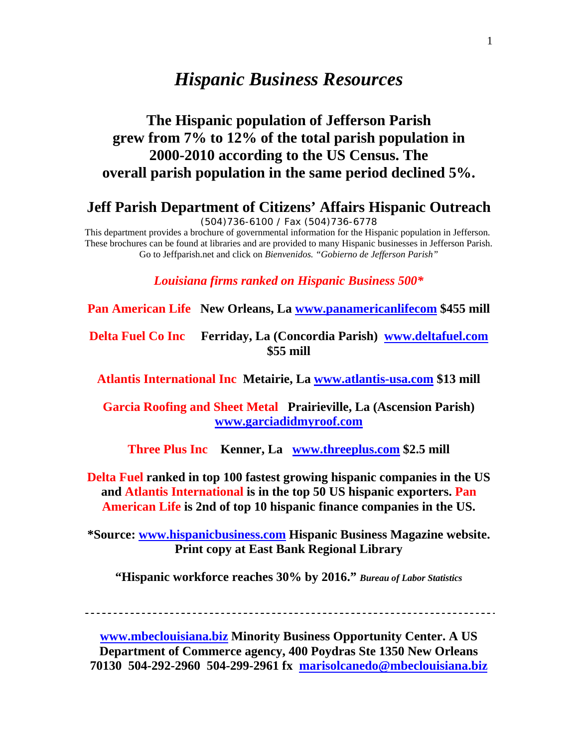# *Hispanic Business Resources*

## The Hispanic population of Jefferson Parish grew from 7% to 12% of the total parish population in 2000-2010 according to the US Census. The overall parish population in the same period declined 5%.

### Jeff Parish Department of Citizens' Affairs Hispanic Outreach

(504)736-6100 / Fax (504)736-6778

This department provides a brochure of governmental information for the Hispanic population in Jefferson. These brochures can be found at libraries and are provided to many Hispanic businesses in Jefferson Parish. Go to Jeffparish.net and click on *Bienvenidos. "Gobierno de Jefferson Parish"*

***Louisiana firms ranked on Hispanic Business 500****

**Pan American Life** **New Orleans, La** **www.panamericanlifecom** **$455 mill**

**Delta Fuel Co Inc** **Ferriday, La (Concordia Parish)** **www.deltafuel.com** **$55 mill**

**Atlantis International Inc** **Metairie, La** **www.atlantis-usa.com** **$13 mill**

**Garcia Roofing and Sheet Metal** **Prairieville, La (Ascension Parish)** **www.garciadidmyroof.com**

**Three Plus Inc** **Kenner, La** **www.threeplus.com** **$2.5 mill**

**Delta Fuel ranked in top 100 fastest growing hispanic companies in the US and Atlantis International is in the top 50 US hispanic exporters. Pan American Life is 2nd of top 10 hispanic finance companies in the US.**

**\*Source: www.hispanicbusiness.com Hispanic Business Magazine website. Print copy at East Bank Regional Library**

**"Hispanic workforce reaches 30% by 2016."** ***Bureau of Labor Statistics***

---

**www.mbeclouisiana.biz Minority Business Opportunity Center. A US Department of Commerce agency, 400 Poydras Ste 1350 New Orleans 70130 504-292-2960 504-299-2961 fx marisolcanedo@mbeclouisiana.biz**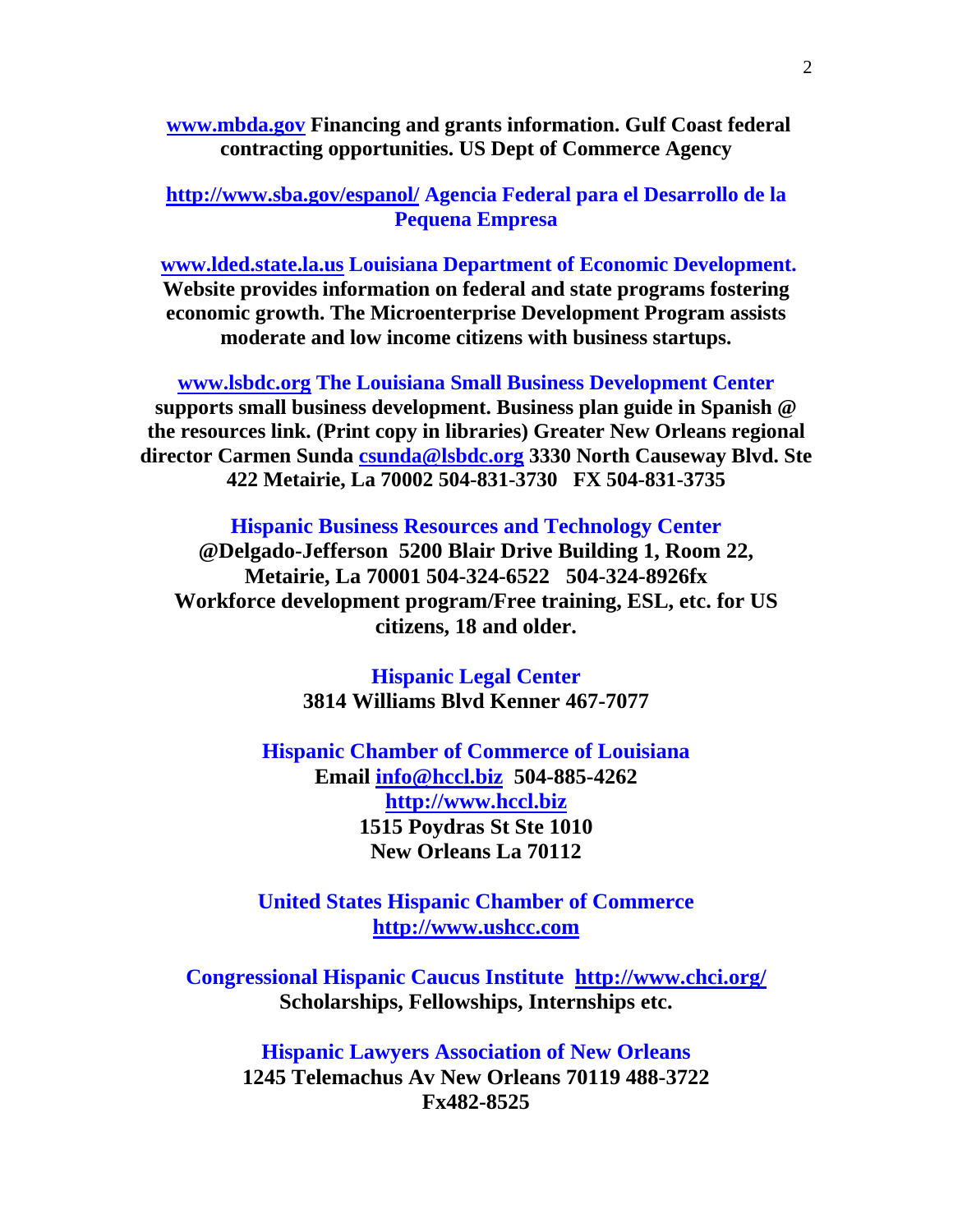**www.mbda.gov Financing and grants information. Gulf Coast federal contracting opportunities. US Dept of Commerce Agency**

**http://www.sba.gov/espanol/ Agencia Federal para el Desarrollo de la Pequena Empresa**

**www.lded.state.la.us Louisiana Department of Economic Development. Website provides information on federal and state programs fostering economic growth. The Microenterprise Development Program assists moderate and low income citizens with business startups.**

**www.lsbdc.org The Louisiana Small Business Development Center supports small business development. Business plan guide in Spanish @ the resources link. (Print copy in libraries) Greater New Orleans regional director Carmen Sunda csunda@lsbdc.org 3330 North Causeway Blvd. Ste 422 Metairie, La 70002 504-831-3730 FX 504-831-3735**

**Hispanic Business Resources and Technology Center**
**@Delgado-Jefferson 5200 Blair Drive Building 1, Room 22, Metairie, La 70001 504-324-6522 504-324-8926fx Workforce development program/Free training, ESL, etc. for US citizens, 18 and older.**

**Hispanic Legal Center**
**3814 Williams Blvd Kenner 467-7077**

**Hispanic Chamber of Commerce of Louisiana**
**Email info@hccl.biz 504-885-4262**
**http://www.hccl.biz**
**1515 Poydras St Ste 1010**
**New Orleans La 70112**

**United States Hispanic Chamber of Commerce**
**http://www.ushcc.com**

**Congressional Hispanic Caucus Institute http://www.chci.org/**
**Scholarships, Fellowships, Internships etc.**

**Hispanic Lawyers Association of New Orleans**
**1245 Telemachus Av New Orleans 70119 488-3722**
**Fx482-8525**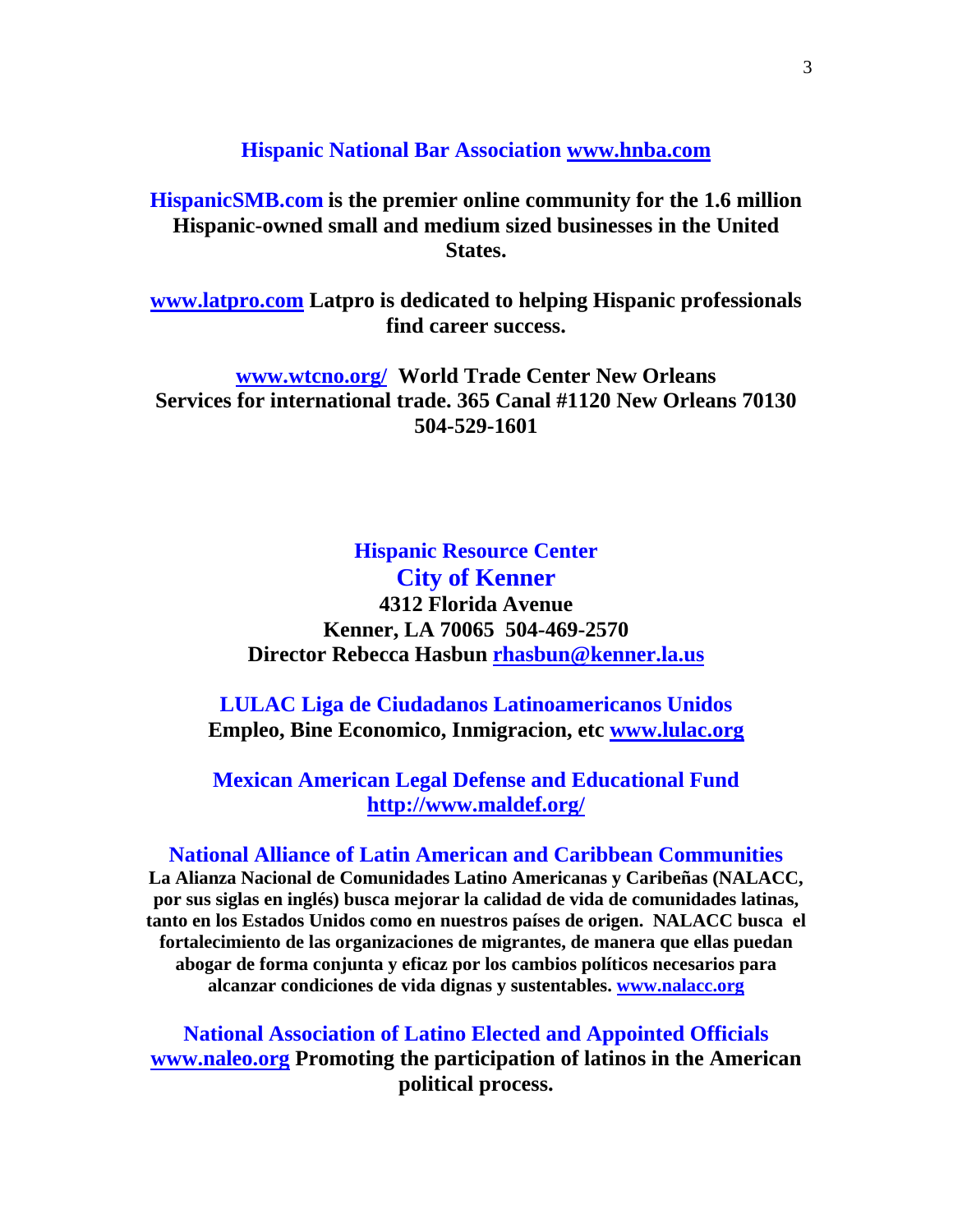**Hispanic National Bar Association www.hnba.com**

**HispanicSMB.com is the premier online community for the 1.6 million Hispanic-owned small and medium sized businesses in the United States.**

**www.latpro.com Latpro is dedicated to helping Hispanic professionals find career success.**

**www.wtcno.org/ World Trade Center New Orleans Services for international trade. 365 Canal #1120 New Orleans 70130 504-529-1601**

**Hispanic Resource Center**
**City of Kenner**
**4312 Florida Avenue**
**Kenner, LA 70065 504-469-2570**
**Director Rebecca Hasbun rhasbun@kenner.la.us**

**LULAC Liga de Ciudadanos Latinoamericanos Unidos**
**Empleo, Bine Economico, Inmigracion, etc www.lulac.org**

**Mexican American Legal Defense and Educational Fund**
**http://www.maldef.org/**

**National Alliance of Latin American and Caribbean Communities**
**La Alianza Nacional de Comunidades Latino Americanas y Caribeñas (NALACC, por sus siglas en inglés) busca mejorar la calidad de vida de comunidades latinas, tanto en los Estados Unidos como en nuestros países de origen. NALACC busca el fortalecimiento de las organizaciones de migrantes, de manera que ellas puedan abogar de forma conjunta y eficaz por los cambios políticos necesarios para alcanzar condiciones de vida dignas y sustentables. www.nalacc.org**

**National Association of Latino Elected and Appointed Officials**
**www.naleo.org Promoting the participation of latinos in the American political process.**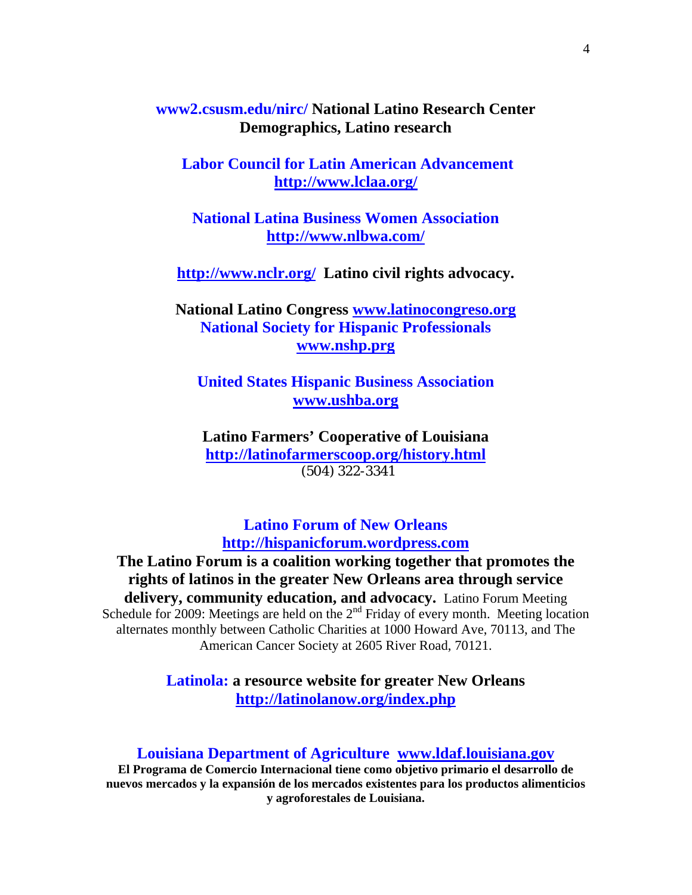**www2.csusm.edu/nirc/ National Latino Research Center Demographics, Latino research**

**Labor Council for Latin American Advancement**
**http://www.lclaa.org/**

**National Latina Business Women Association**
**http://www.nlbwa.com/**

**http://www.nclr.org/ Latino civil rights advocacy.**

**National Latino Congress www.latinocongreso.org**
**National Society for Hispanic Professionals**
**www.nshp.prg**

**United States Hispanic Business Association**
**www.ushba.org**

**Latino Farmers' Cooperative of Louisiana**
**http://latinofarmerscoop.org/history.html**
(504) 322-3341

**Latino Forum of New Orleans**
**http://hispanicforum.wordpress.com**

**The Latino Forum is a coalition working together that promotes the rights of latinos in the greater New Orleans area through service delivery, community education, and advocacy.** Latino Forum Meeting Schedule for 2009: Meetings are held on the 2nd Friday of every month. Meeting location alternates monthly between Catholic Charities at 1000 Howard Ave, 70113, and The American Cancer Society at 2605 River Road, 70121.

**Latinola: a resource website for greater New Orleans**
**http://latinolanow.org/index.php**

**Louisiana Department of Agriculture www.ldaf.louisiana.gov**
**El Programa de Comercio Internacional tiene como objetivo primario el desarrollo de nuevos mercados y la expansión de los mercados existentes para los productos alimenticios y agroforestales de Louisiana.**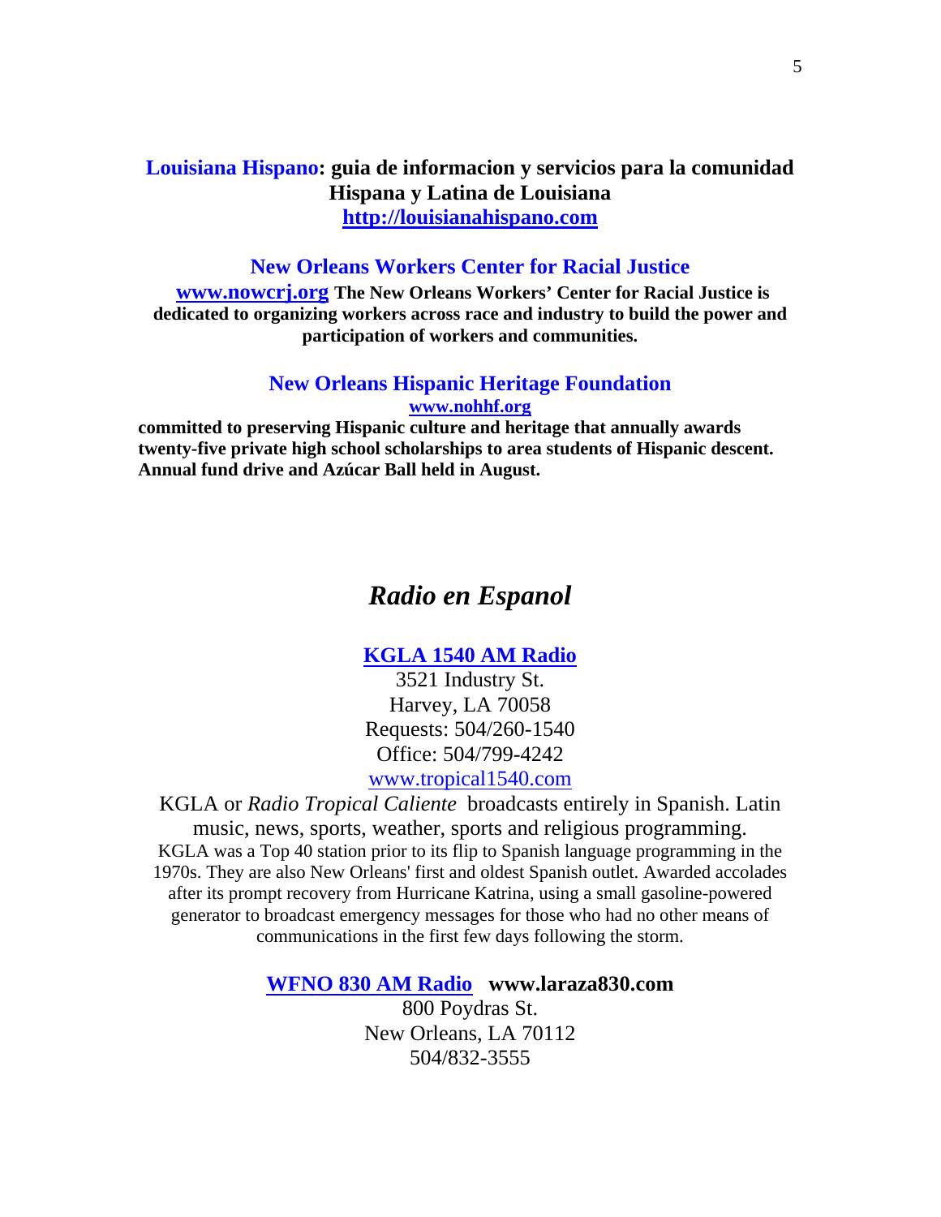**Louisiana Hispano: guia de informacion y servicios para la comunidad Hispana y Latina de Louisiana**
**http://louisianahispano.com**

**New Orleans Workers Center for Racial Justice**

**www.nowcrj.org The New Orleans Workers' Center for Racial Justice is dedicated to organizing workers across race and industry to build the power and participation of workers and communities.**

**New Orleans Hispanic Heritage Foundation**
**www.nohhf.org**

**committed to preserving Hispanic culture and heritage that annually awards twenty-five private high school scholarships to area students of Hispanic descent. Annual fund drive and Azúcar Ball held in August.**

# *Radio en Espanol*

**KGLA 1540 AM Radio**
3521 Industry St.
Harvey, LA 70058
Requests: 504/260-1540
Office: 504/799-4242
www.tropical1540.com

KGLA or *Radio Tropical Caliente* broadcasts entirely in Spanish. Latin music, news, sports, weather, sports and religious programming.
KGLA was a Top 40 station prior to its flip to Spanish language programming in the 1970s. They are also New Orleans' first and oldest Spanish outlet. Awarded accolades after its prompt recovery from Hurricane Katrina, using a small gasoline-powered generator to broadcast emergency messages for those who had no other means of communications in the first few days following the storm.

**WFNO 830 AM Radio** **www.laraza830.com**
800 Poydras St.
New Orleans, LA 70112
504/832-3555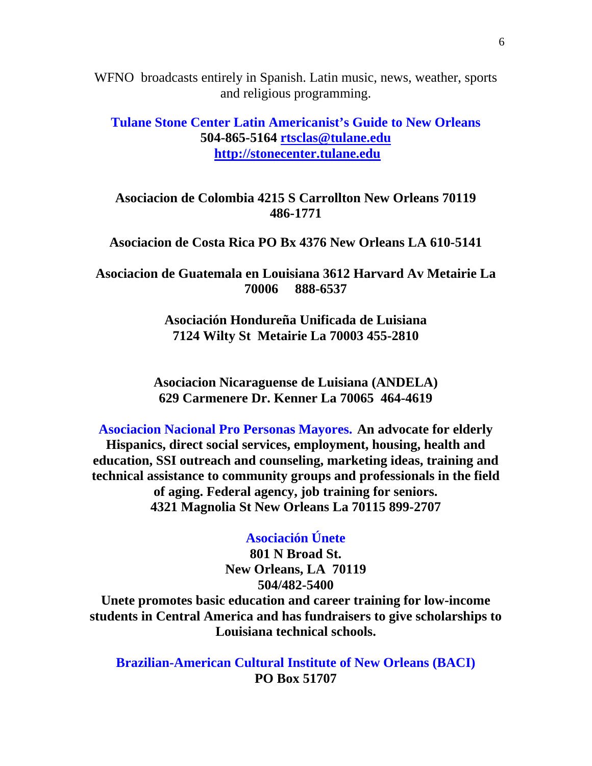WFNO broadcasts entirely in Spanish. Latin music, news, weather, sports and religious programming.

**Tulane Stone Center Latin Americanist's Guide to New Orleans**
**504-865-5164 [rtsclas@tulane.edu](mailto:rtsclas@tulane.edu)**
**[http://stonecenter.tulane.edu](http://stonecenter.tulane.edu)**

**Asociacion de Colombia 4215 S Carrollton New Orleans 70119 486-1771**

**Asociacion de Costa Rica PO Bx 4376 New Orleans LA 610-5141**

**Asociacion de Guatemala en Louisiana 3612 Harvard Av Metairie La 70006 888-6537**

**Asociación Hondureña Unificada de Luisiana**
**7124 Wilty St Metairie La 70003 455-2810**

**Asociacion Nicaraguense de Luisiana (ANDELA)**
**629 Carmenere Dr. Kenner La 70065 464-4619**

**Asociacion Nacional Pro Personas Mayores. An advocate for elderly Hispanics, direct social services, employment, housing, health and education, SSI outreach and counseling, marketing ideas, training and technical assistance to community groups and professionals in the field of aging. Federal agency, job training for seniors.**
**4321 Magnolia St New Orleans La 70115 899-2707**

**Asociación Únete**
**801 N Broad St.**
**New Orleans, LA 70119**
**504/482-5400**
**Unete promotes basic education and career training for low-income students in Central America and has fundraisers to give scholarships to Louisiana technical schools.**

**Brazilian-American Cultural Institute of New Orleans (BACI)**
**PO Box 51707**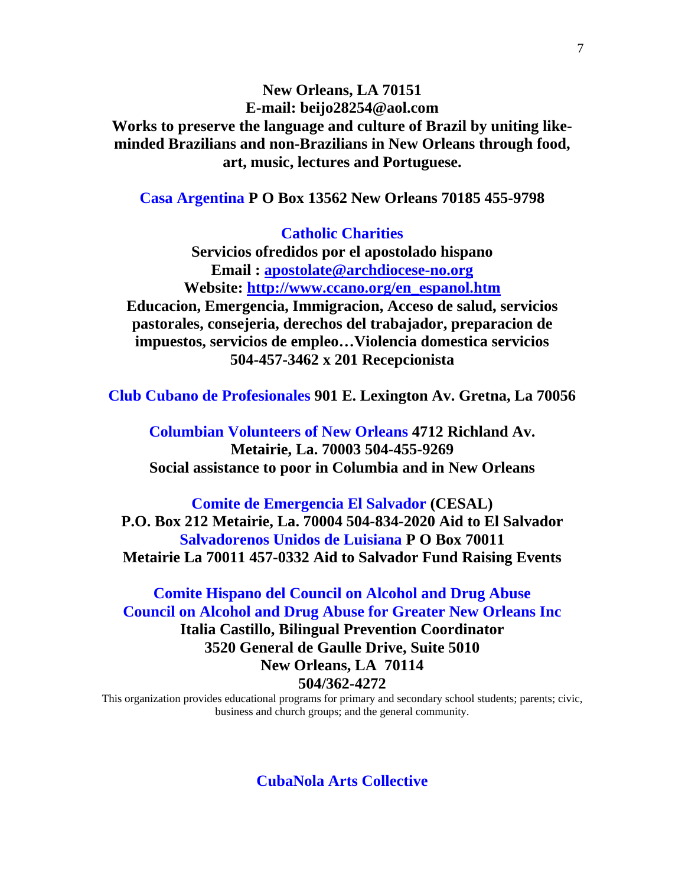**New Orleans, LA 70151**
**E-mail: beijo28254@aol.com**
**Works to preserve the language and culture of Brazil by uniting like-minded Brazilians and non-Brazilians in New Orleans through food, art, music, lectures and Portuguese.**

**Casa Argentina P O Box 13562 New Orleans 70185 455-9798**

**Catholic Charities**
**Servicios ofredidos por el apostolado hispano**
**Email : apostolate@archdiocese-no.org**
**Website: http://www.ccano.org/en_espanol.htm**
**Educacion, Emergencia, Immigracion, Acceso de salud, servicios pastorales, consejeria, derechos del trabajador, preparacion de impuestos, servicios de empleo…Violencia domestica servicios 504-457-3462 x 201 Recepcionista**

**Club Cubano de Profesionales 901 E. Lexington Av. Gretna, La 70056**

**Columbian Volunteers of New Orleans 4712 Richland Av. Metairie, La. 70003 504-455-9269**
**Social assistance to poor in Columbia and in New Orleans**

**Comite de Emergencia El Salvador (CESAL)**
**P.O. Box 212 Metairie, La. 70004 504-834-2020 Aid to El Salvador**
**Salvadorenos Unidos de Luisiana P O Box 70011 Metairie La 70011 457-0332 Aid to Salvador Fund Raising Events**

**Comite Hispano del Council on Alcohol and Drug Abuse**
**Council on Alcohol and Drug Abuse for Greater New Orleans Inc**
**Italia Castillo, Bilingual Prevention Coordinator**
**3520 General de Gaulle Drive, Suite 5010**
**New Orleans, LA 70114**
**504/362-4272**
This organization provides educational programs for primary and secondary school students; parents; civic, business and church groups; and the general community.

**CubaNola Arts Collective**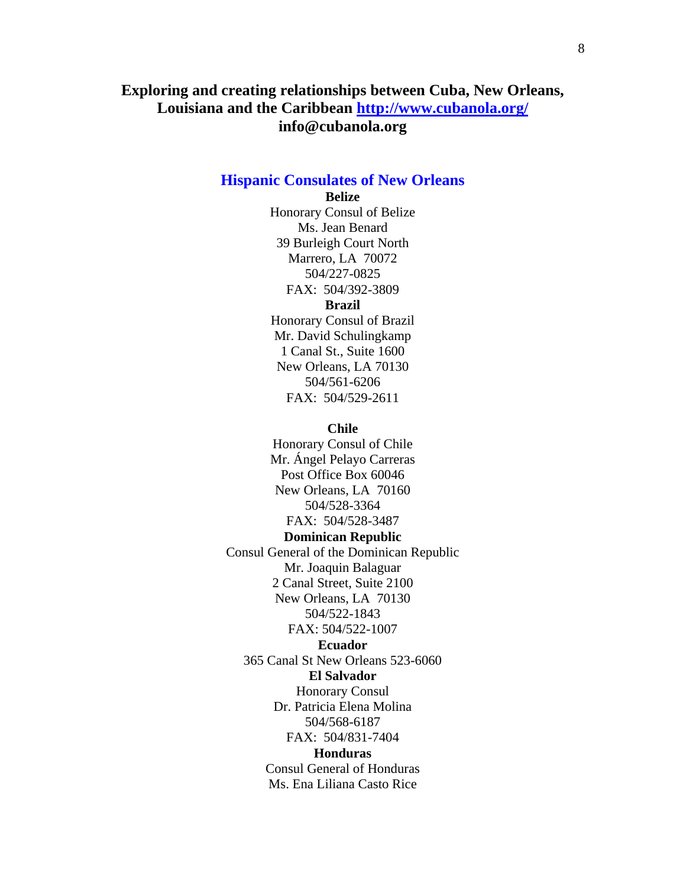**Exploring and creating relationships between Cuba, New Orleans, Louisiana and the Caribbean [http://www.cubanola.org/](http://www.cubanola.org/) info@cubanola.org**

## Hispanic Consulates of New Orleans

**Belize**

Honorary Consul of Belize
Ms. Jean Benard
39 Burleigh Court North
Marrero, LA 70072
504/227-0825
FAX: 504/392-3809

**Brazil**

Honorary Consul of Brazil
Mr. David Schulingkamp
1 Canal St., Suite 1600
New Orleans, LA 70130
504/561-6206
FAX: 504/529-2611

**Chile**

Honorary Consul of Chile
Mr. Ángel Pelayo Carreras
Post Office Box 60046
New Orleans, LA 70160
504/528-3364
FAX: 504/528-3487

**Dominican Republic**

Consul General of the Dominican Republic
Mr. Joaquin Balaguar
2 Canal Street, Suite 2100
New Orleans, LA 70130
504/522-1843
FAX: 504/522-1007

**Ecuador**

365 Canal St New Orleans 523-6060

**El Salvador**

Honorary Consul
Dr. Patricia Elena Molina
504/568-6187
FAX: 504/831-7404

**Honduras**

Consul General of Honduras
Ms. Ena Liliana Casto Rice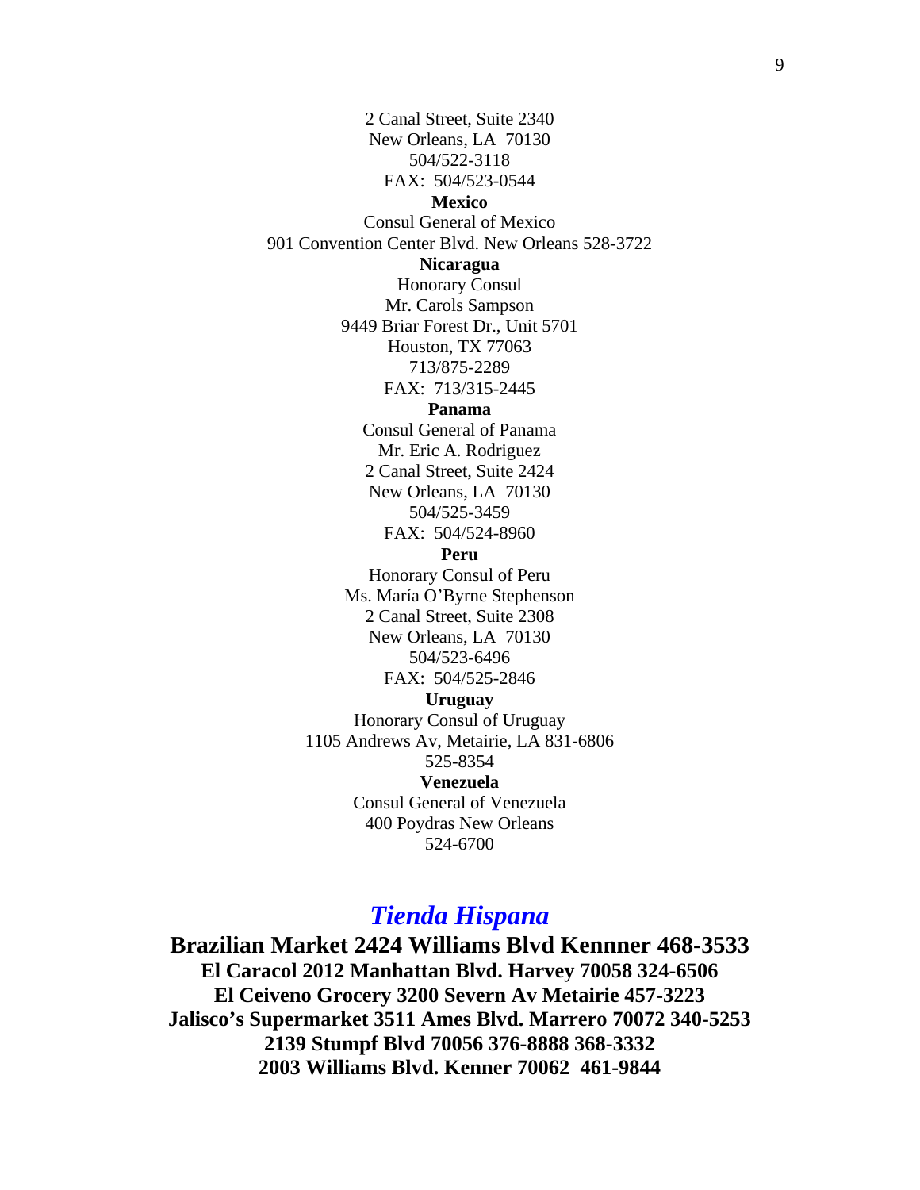2 Canal Street, Suite 2340
New Orleans, LA 70130
504/522-3118
FAX: 504/523-0544

**Mexico**

Consul General of Mexico
901 Convention Center Blvd. New Orleans 528-3722

**Nicaragua**

Honorary Consul
Mr. Carols Sampson
9449 Briar Forest Dr., Unit 5701
Houston, TX 77063
713/875-2289
FAX: 713/315-2445

**Panama**

Consul General of Panama
Mr. Eric A. Rodriguez
2 Canal Street, Suite 2424
New Orleans, LA 70130
504/525-3459
FAX: 504/524-8960

**Peru**

Honorary Consul of Peru
Ms. María O'Byrne Stephenson
2 Canal Street, Suite 2308
New Orleans, LA 70130
504/523-6496
FAX: 504/525-2846

**Uruguay**

Honorary Consul of Uruguay
1105 Andrews Av, Metairie, LA 831-6806
525-8354

**Venezuela**

Consul General of Venezuela
400 Poydras New Orleans
524-6700

## *Tienda Hispana*

**Brazilian Market 2424 Williams Blvd Kennner 468-3533**
**El Caracol 2012 Manhattan Blvd. Harvey 70058 324-6506**
**El Ceiveno Grocery 3200 Severn Av Metairie 457-3223**
**Jalisco's Supermarket 3511 Ames Blvd. Marrero 70072 340-5253**
**2139 Stumpf Blvd 70056 376-8888 368-3332**
**2003 Williams Blvd. Kenner 70062 461-9844**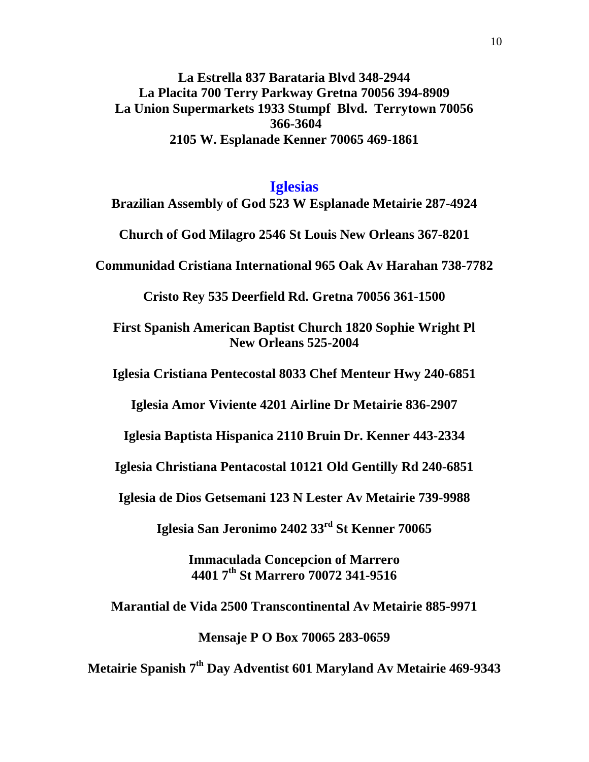**La Estrella 837 Barataria Blvd 348-2944**
**La Placita 700 Terry Parkway Gretna 70056 394-8909**
**La Union Supermarkets 1933 Stumpf Blvd. Terrytown 70056 366-3604**
**2105 W. Esplanade Kenner 70065 469-1861**

## Iglesias

**Brazilian Assembly of God 523 W Esplanade Metairie 287-4924**

**Church of God Milagro 2546 St Louis New Orleans 367-8201**

**Communidad Cristiana International 965 Oak Av Harahan 738-7782**

**Cristo Rey 535 Deerfield Rd. Gretna 70056 361-1500**

**First Spanish American Baptist Church 1820 Sophie Wright Pl New Orleans 525-2004**

**Iglesia Cristiana Pentecostal 8033 Chef Menteur Hwy 240-6851**

**Iglesia Amor Viviente 4201 Airline Dr Metairie 836-2907**

**Iglesia Baptista Hispanica 2110 Bruin Dr. Kenner 443-2334**

**Iglesia Christiana Pentacostal 10121 Old Gentilly Rd 240-6851**

**Iglesia de Dios Getsemani 123 N Lester Av Metairie 739-9988**

**Iglesia San Jeronimo 2402 33rd St Kenner 70065**

**Immaculada Concepcion of Marrero**
**4401 7th St Marrero 70072 341-9516**

**Marantial de Vida 2500 Transcontinental Av Metairie 885-9971**

**Mensaje P O Box 70065 283-0659**

**Metairie Spanish 7th Day Adventist 601 Maryland Av Metairie 469-9343**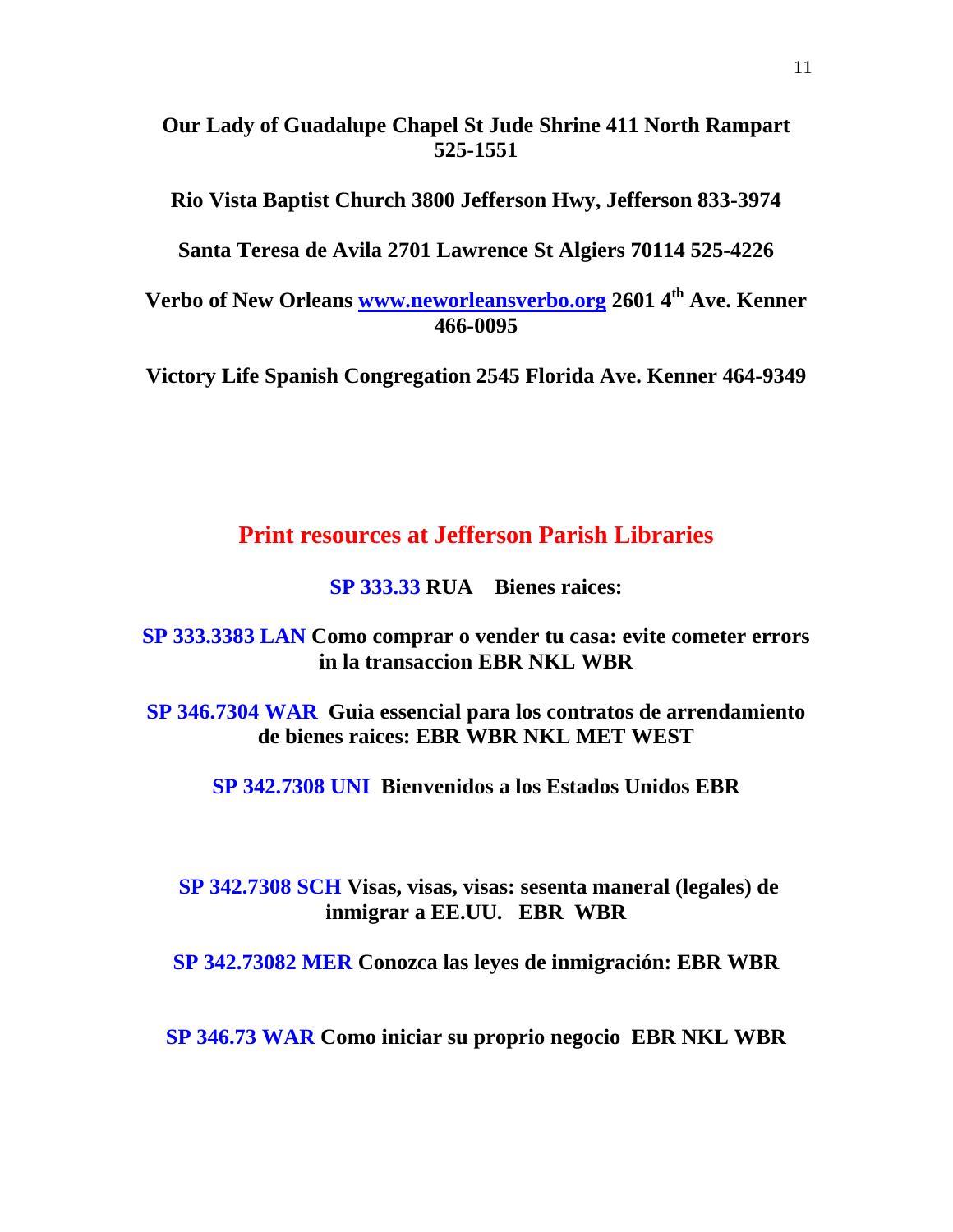**Our Lady of Guadalupe Chapel St Jude Shrine 411 North Rampart 525-1551**

**Rio Vista Baptist Church 3800 Jefferson Hwy, Jefferson 833-3974**

**Santa Teresa de Avila 2701 Lawrence St Algiers 70114 525-4226**

**Verbo of New Orleans [www.neworleansverbo.org](http://www.neworleansverbo.org) 2601 4th Ave. Kenner 466-0095**

**Victory Life Spanish Congregation 2545 Florida Ave. Kenner 464-9349**

## Print resources at Jefferson Parish Libraries

**SP 333.33 RUA Bienes raices:**

**SP 333.3383 LAN Como comprar o vender tu casa: evite cometer errors in la transaccion EBR NKL WBR**

**SP 346.7304 WAR Guia essencial para los contratos de arrendamiento de bienes raices: EBR WBR NKL MET WEST**

**SP 342.7308 UNI Bienvenidos a los Estados Unidos EBR**

**SP 342.7308 SCH Visas, visas, visas: sesenta maneral (legales) de inmigrar a EE.UU. EBR WBR**

**SP 342.73082 MER Conozca las leyes de inmigración: EBR WBR**

**SP 346.73 WAR Como iniciar su proprio negocio EBR NKL WBR**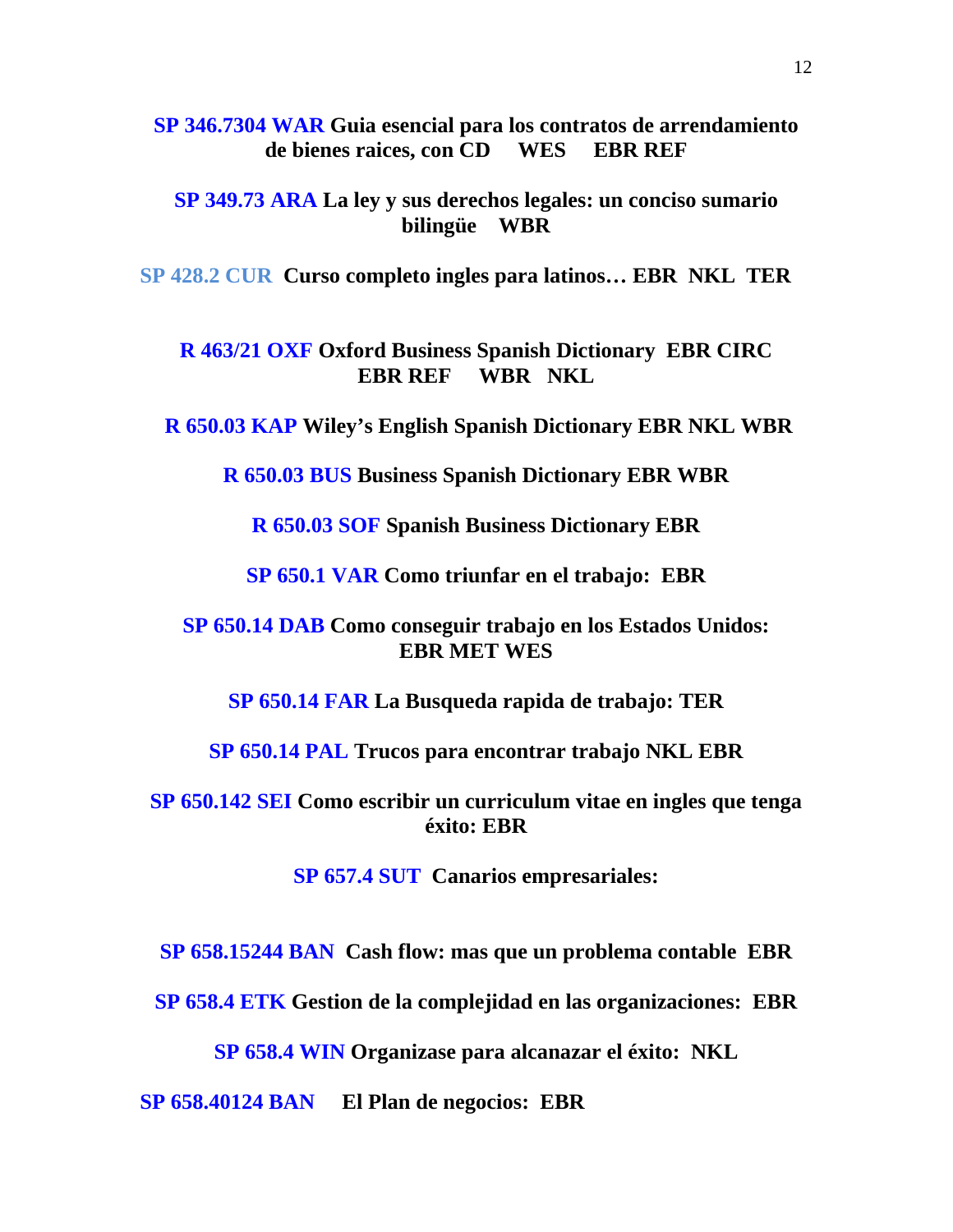**SP 346.7304 WAR Guia esencial para los contratos de arrendamiento de bienes raices, con CD WES EBR REF**

**SP 349.73 ARA La ley y sus derechos legales: un conciso sumario bilingüe WBR**

**SP 428.2 CUR Curso completo ingles para latinos… EBR NKL TER**

**R 463/21 OXF Oxford Business Spanish Dictionary EBR CIRC EBR REF WBR NKL**

**R 650.03 KAP Wiley's English Spanish Dictionary EBR NKL WBR**

**R 650.03 BUS Business Spanish Dictionary EBR WBR**

**R 650.03 SOF Spanish Business Dictionary EBR**

**SP 650.1 VAR Como triunfar en el trabajo: EBR**

**SP 650.14 DAB Como conseguir trabajo en los Estados Unidos: EBR MET WES**

**SP 650.14 FAR La Busqueda rapida de trabajo: TER**

**SP 650.14 PAL Trucos para encontrar trabajo NKL EBR**

**SP 650.142 SEI Como escribir un curriculum vitae en ingles que tenga éxito: EBR**

**SP 657.4 SUT Canarios empresariales:**

**SP 658.15244 BAN Cash flow: mas que un problema contable EBR**

**SP 658.4 ETK Gestion de la complejidad en las organizaciones: EBR**

**SP 658.4 WIN Organizase para alcanazar el éxito: NKL**

**SP 658.40124 BAN El Plan de negocios: EBR**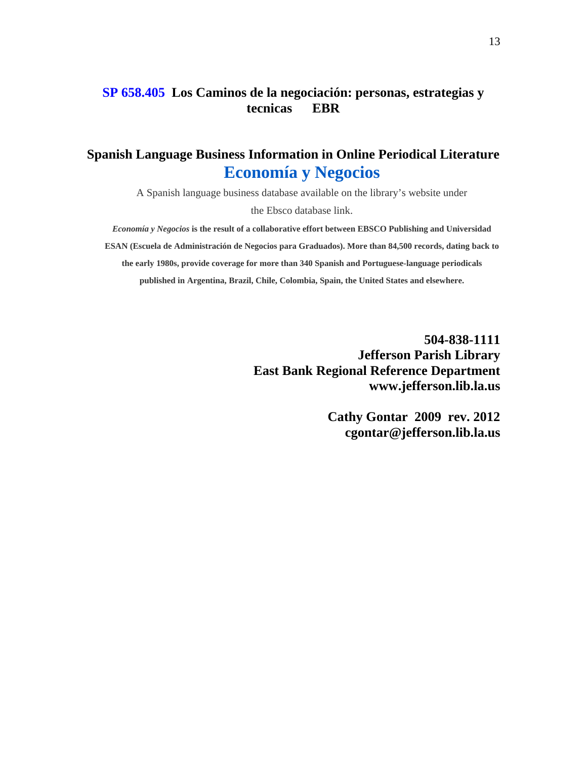**SP 658.405 Los Caminos de la negociación: personas, estrategias y tecnicas EBR**

## Spanish Language Business Information in Online Periodical Literature

## Economía y Negocios

A Spanish language business database available on the library's website under the Ebsco database link.

***Economía y Negocios*** **is the result of a collaborative effort between EBSCO Publishing and Universidad ESAN (Escuela de Administración de Negocios para Graduados). More than 84,500 records, dating back to the early 1980s, provide coverage for more than 340 Spanish and Portuguese-language periodicals published in Argentina, Brazil, Chile, Colombia, Spain, the United States and elsewhere.**

**504-838-1111**
**Jefferson Parish Library**
**East Bank Regional Reference Department**
**www.jefferson.lib.la.us**

**Cathy Gontar 2009 rev. 2012**
**cgontar@jefferson.lib.la.us**